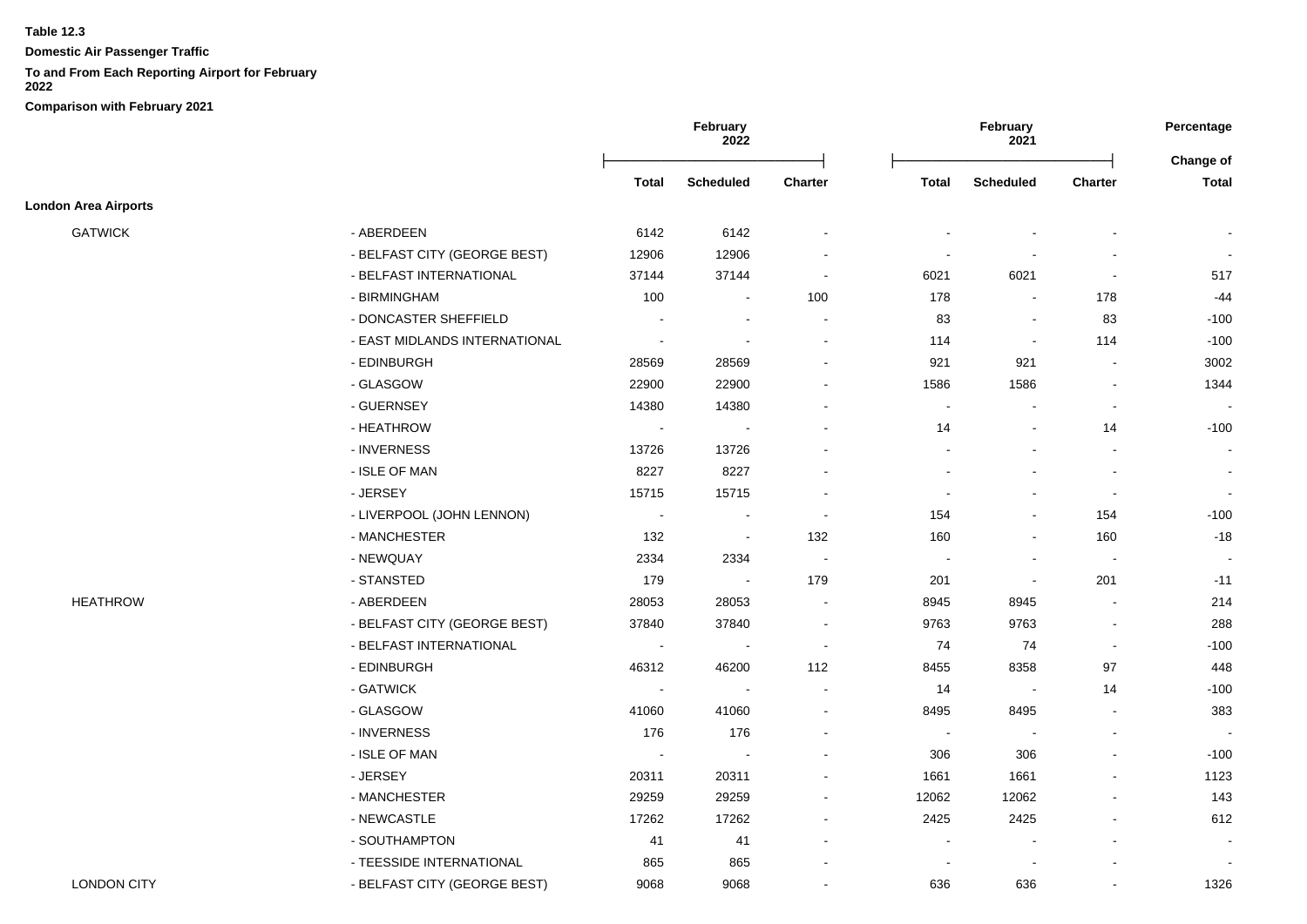**Table 12.3**

**Domestic Air Passenger Traffic**

**To and From Each Reporting Airport for February 2022**

**Comparison with February 2021**

| | | February 2022 | | | February 2021 | | | Percentage |
|---|---|---|---|---|---|---|---|---|
| | | **Total** | **Scheduled** | **Charter** | **Total** | **Scheduled** | **Charter** | **Change of Total** |
| **London Area Airports** | | | | | | | | |
| GATWICK | - ABERDEEN | 6142 | 6142 | - | - | - | - | - |
| | - BELFAST CITY (GEORGE BEST) | 12906 | 12906 | - | - | - | - | - |
| | - BELFAST INTERNATIONAL | 37144 | 37144 | - | 6021 | 6021 | - | 517 |
| | - BIRMINGHAM | 100 | - | 100 | 178 | - | 178 | -44 |
| | - DONCASTER SHEFFIELD | - | - | - | 83 | - | 83 | -100 |
| | - EAST MIDLANDS INTERNATIONAL | - | - | - | 114 | - | 114 | -100 |
| | - EDINBURGH | 28569 | 28569 | - | 921 | 921 | - | 3002 |
| | - GLASGOW | 22900 | 22900 | - | 1586 | 1586 | - | 1344 |
| | - GUERNSEY | 14380 | 14380 | - | - | - | - | - |
| | - HEATHROW | - | - | - | 14 | - | 14 | -100 |
| | - INVERNESS | 13726 | 13726 | - | - | - | - | - |
| | - ISLE OF MAN | 8227 | 8227 | - | - | - | - | - |
| | - JERSEY | 15715 | 15715 | - | - | - | - | - |
| | - LIVERPOOL (JOHN LENNON) | - | - | - | 154 | - | 154 | -100 |
| | - MANCHESTER | 132 | - | 132 | 160 | - | 160 | -18 |
| | - NEWQUAY | 2334 | 2334 | - | - | - | - | - |
| | - STANSTED | 179 | - | 179 | 201 | - | 201 | -11 |
| HEATHROW | - ABERDEEN | 28053 | 28053 | - | 8945 | 8945 | - | 214 |
| | - BELFAST CITY (GEORGE BEST) | 37840 | 37840 | - | 9763 | 9763 | - | 288 |
| | - BELFAST INTERNATIONAL | - | - | - | 74 | 74 | - | -100 |
| | - EDINBURGH | 46312 | 46200 | 112 | 8455 | 8358 | 97 | 448 |
| | - GATWICK | - | - | - | 14 | - | 14 | -100 |
| | - GLASGOW | 41060 | 41060 | - | 8495 | 8495 | - | 383 |
| | - INVERNESS | 176 | 176 | - | - | - | - | - |
| | - ISLE OF MAN | - | - | - | 306 | 306 | - | -100 |
| | - JERSEY | 20311 | 20311 | - | 1661 | 1661 | - | 1123 |
| | - MANCHESTER | 29259 | 29259 | - | 12062 | 12062 | - | 143 |
| | - NEWCASTLE | 17262 | 17262 | - | 2425 | 2425 | - | 612 |
| | - SOUTHAMPTON | 41 | 41 | - | - | - | - | - |
| | - TEESSIDE INTERNATIONAL | 865 | 865 | - | - | - | - | - |
| LONDON CITY | - BELFAST CITY (GEORGE BEST) | 9068 | 9068 | - | 636 | 636 | - | 1326 |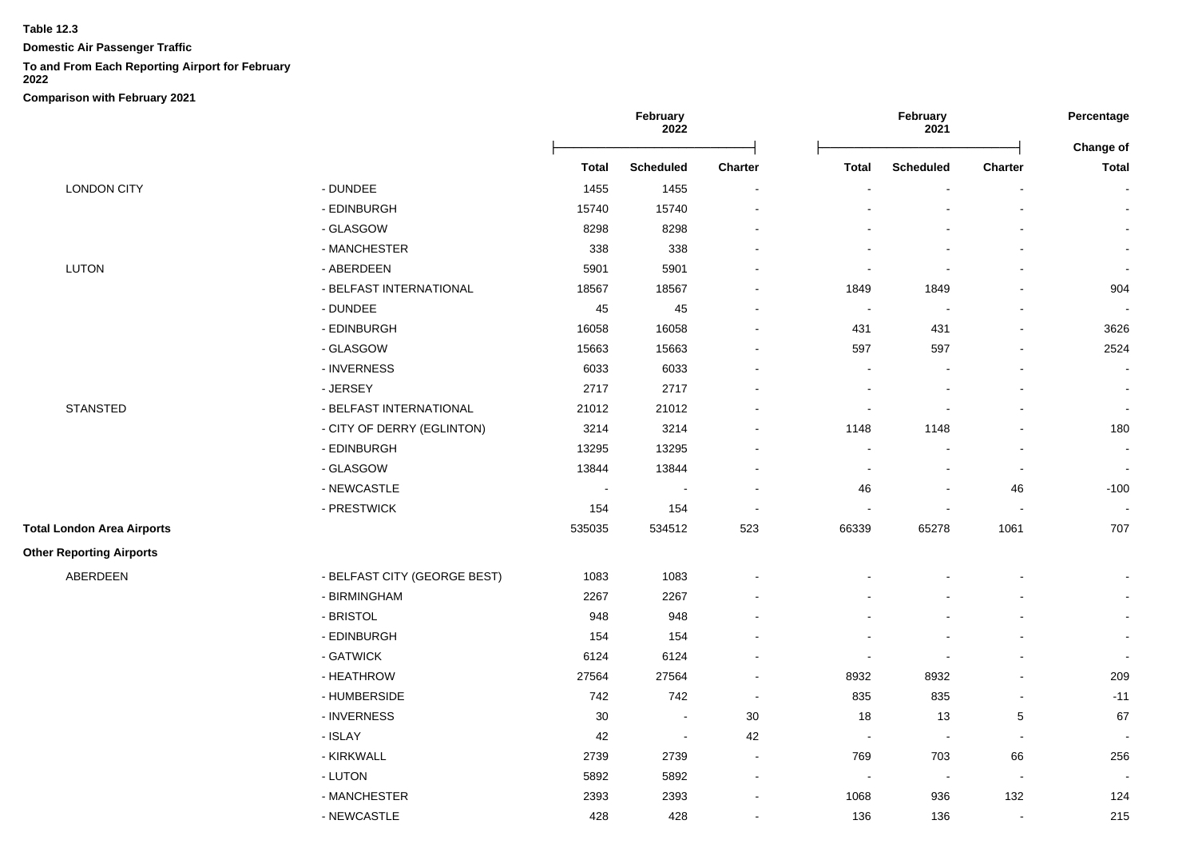**Table 12.3**

**Domestic Air Passenger Traffic**

**To and From Each Reporting Airport for February 2022**

**Comparison with February 2021**

| | | February 2022 | | | February 2021 | | | Percentage |
|---|---|---|---|---|---|---|---|---|
| | | | | | | | | Change of |
| | | Total | Scheduled | Charter | Total | Scheduled | Charter | Total |
| LONDON CITY | - DUNDEE | 1455 | 1455 | - | - | - | - | - |
| | - EDINBURGH | 15740 | 15740 | - | - | - | - | - |
| | - GLASGOW | 8298 | 8298 | - | - | - | - | - |
| | - MANCHESTER | 338 | 338 | - | - | - | - | - |
| LUTON | - ABERDEEN | 5901 | 5901 | - | - | - | - | - |
| | - BELFAST INTERNATIONAL | 18567 | 18567 | - | 1849 | 1849 | - | 904 |
| | - DUNDEE | 45 | 45 | - | - | - | - | - |
| | - EDINBURGH | 16058 | 16058 | - | 431 | 431 | - | 3626 |
| | - GLASGOW | 15663 | 15663 | - | 597 | 597 | - | 2524 |
| | - INVERNESS | 6033 | 6033 | - | - | - | - | - |
| | - JERSEY | 2717 | 2717 | - | - | - | - | - |
| STANSTED | - BELFAST INTERNATIONAL | 21012 | 21012 | - | - | - | - | - |
| | - CITY OF DERRY (EGLINTON) | 3214 | 3214 | - | 1148 | 1148 | - | 180 |
| | - EDINBURGH | 13295 | 13295 | - | - | - | - | - |
| | - GLASGOW | 13844 | 13844 | - | - | - | - | - |
| | - NEWCASTLE | - | - | - | 46 | - | 46 | -100 |
| | - PRESTWICK | 154 | 154 | - | - | - | - | - |
| **Total London Area Airports** | | 535035 | 534512 | 523 | 66339 | 65278 | 1061 | 707 |
| **Other Reporting Airports** | | | | | | | | |
| ABERDEEN | - BELFAST CITY (GEORGE BEST) | 1083 | 1083 | - | - | - | - | - |
| | - BIRMINGHAM | 2267 | 2267 | - | - | - | - | - |
| | - BRISTOL | 948 | 948 | - | - | - | - | - |
| | - EDINBURGH | 154 | 154 | - | - | - | - | - |
| | - GATWICK | 6124 | 6124 | - | - | - | - | - |
| | - HEATHROW | 27564 | 27564 | - | 8932 | 8932 | - | 209 |
| | - HUMBERSIDE | 742 | 742 | - | 835 | 835 | - | -11 |
| | - INVERNESS | 30 | - | 30 | 18 | 13 | 5 | 67 |
| | - ISLAY | 42 | - | 42 | - | - | - | - |
| | - KIRKWALL | 2739 | 2739 | - | 769 | 703 | 66 | 256 |
| | - LUTON | 5892 | 5892 | - | - | - | - | - |
| | - MANCHESTER | 2393 | 2393 | - | 1068 | 936 | 132 | 124 |
| | - NEWCASTLE | 428 | 428 | - | 136 | 136 | - | 215 |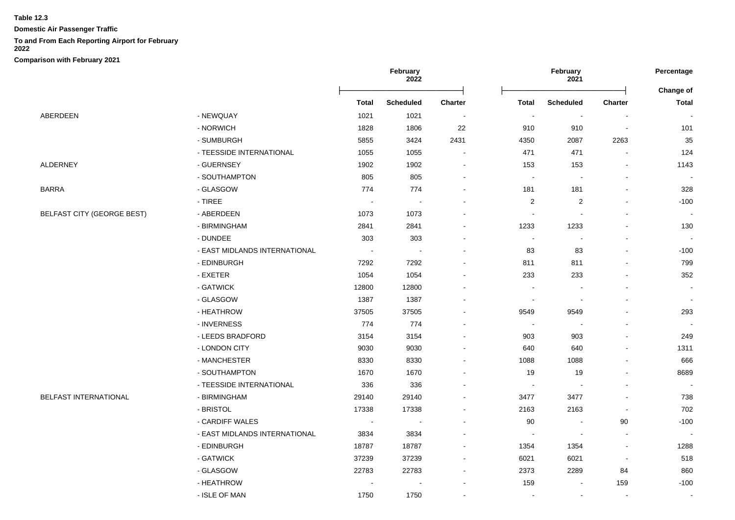**Table 12.3**

**Domestic Air Passenger Traffic**

**To and From Each Reporting Airport for February 2022**

**Comparison with February 2021**

| | | February 2022 | | | February 2021 | | | Percentage |
|---|---|---|---|---|---|---|---|---|
| | | Total | Scheduled | Charter | Total | Scheduled | Charter | Change of Total |
| ABERDEEN | - NEWQUAY | 1021 | 1021 | - | - | - | - | - |
| | - NORWICH | 1828 | 1806 | 22 | 910 | 910 | - | 101 |
| | - SUMBURGH | 5855 | 3424 | 2431 | 4350 | 2087 | 2263 | 35 |
| | - TEESSIDE INTERNATIONAL | 1055 | 1055 | - | 471 | 471 | - | 124 |
| ALDERNEY | - GUERNSEY | 1902 | 1902 | - | 153 | 153 | - | 1143 |
| | - SOUTHAMPTON | 805 | 805 | - | - | - | - | - |
| BARRA | - GLASGOW | 774 | 774 | - | 181 | 181 | - | 328 |
| | - TIREE | - | - | - | 2 | 2 | - | -100 |
| BELFAST CITY (GEORGE BEST) | - ABERDEEN | 1073 | 1073 | - | - | - | - | - |
| | - BIRMINGHAM | 2841 | 2841 | - | 1233 | 1233 | - | 130 |
| | - DUNDEE | 303 | 303 | - | - | - | - | - |
| | - EAST MIDLANDS INTERNATIONAL | - | - | - | 83 | 83 | - | -100 |
| | - EDINBURGH | 7292 | 7292 | - | 811 | 811 | - | 799 |
| | - EXETER | 1054 | 1054 | - | 233 | 233 | - | 352 |
| | - GATWICK | 12800 | 12800 | - | - | - | - | - |
| | - GLASGOW | 1387 | 1387 | - | - | - | - | - |
| | - HEATHROW | 37505 | 37505 | - | 9549 | 9549 | - | 293 |
| | - INVERNESS | 774 | 774 | - | - | - | - | - |
| | - LEEDS BRADFORD | 3154 | 3154 | - | 903 | 903 | - | 249 |
| | - LONDON CITY | 9030 | 9030 | - | 640 | 640 | - | 1311 |
| | - MANCHESTER | 8330 | 8330 | - | 1088 | 1088 | - | 666 |
| | - SOUTHAMPTON | 1670 | 1670 | - | 19 | 19 | - | 8689 |
| | - TEESSIDE INTERNATIONAL | 336 | 336 | - | - | - | - | - |
| BELFAST INTERNATIONAL | - BIRMINGHAM | 29140 | 29140 | - | 3477 | 3477 | - | 738 |
| | - BRISTOL | 17338 | 17338 | - | 2163 | 2163 | - | 702 |
| | - CARDIFF WALES | - | - | - | 90 | - | 90 | -100 |
| | - EAST MIDLANDS INTERNATIONAL | 3834 | 3834 | - | - | - | - | - |
| | - EDINBURGH | 18787 | 18787 | - | 1354 | 1354 | - | 1288 |
| | - GATWICK | 37239 | 37239 | - | 6021 | 6021 | - | 518 |
| | - GLASGOW | 22783 | 22783 | - | 2373 | 2289 | 84 | 860 |
| | - HEATHROW | - | - | - | 159 | - | 159 | -100 |
| | - ISLE OF MAN | 1750 | 1750 | - | - | - | - | - |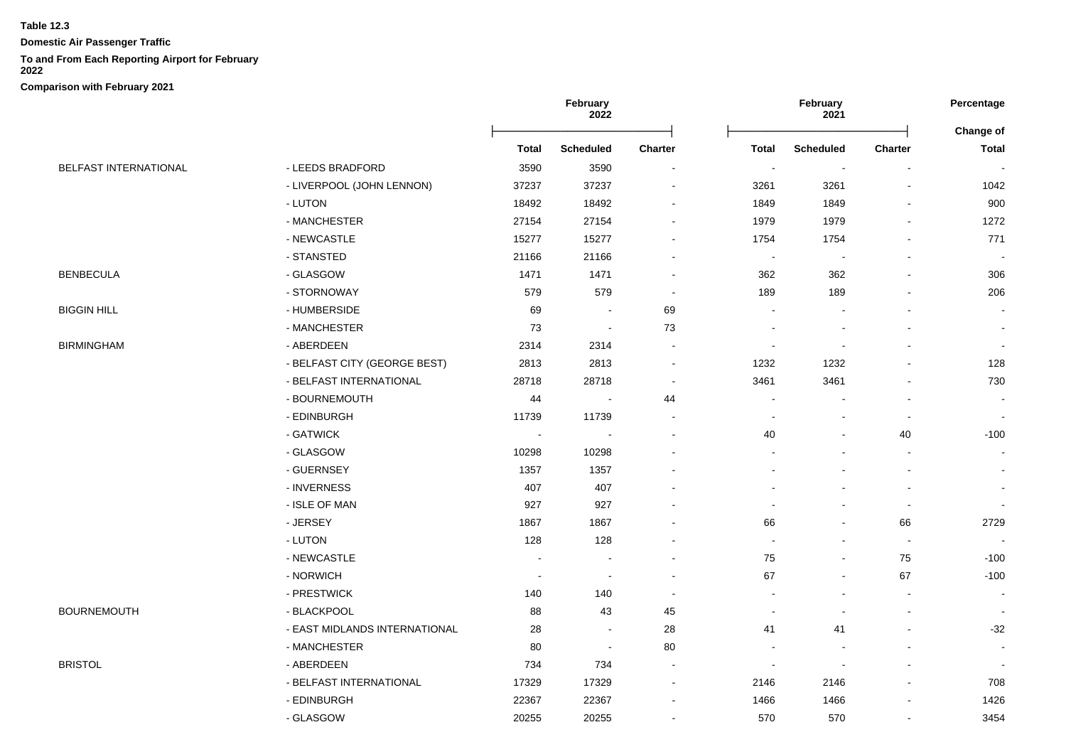**Table 12.3**

**Domestic Air Passenger Traffic**

**To and From Each Reporting Airport for February 2022**

**Comparison with February 2021**

| | | February 2022 | | | February 2021 | | | Percentage |
|---|---|---|---|---|---|---|---|---|
| | | **Total** | **Scheduled** | **Charter** | **Total** | **Scheduled** | **Charter** | **Change of Total** |
| BELFAST INTERNATIONAL | - LEEDS BRADFORD | 3590 | 3590 | - | - | - | - | - |
| | - LIVERPOOL (JOHN LENNON) | 37237 | 37237 | - | 3261 | 3261 | - | 1042 |
| | - LUTON | 18492 | 18492 | - | 1849 | 1849 | - | 900 |
| | - MANCHESTER | 27154 | 27154 | - | 1979 | 1979 | - | 1272 |
| | - NEWCASTLE | 15277 | 15277 | - | 1754 | 1754 | - | 771 |
| | - STANSTED | 21166 | 21166 | - | - | - | - | - |
| BENBECULA | - GLASGOW | 1471 | 1471 | - | 362 | 362 | - | 306 |
| | - STORNOWAY | 579 | 579 | - | 189 | 189 | - | 206 |
| BIGGIN HILL | - HUMBERSIDE | 69 | - | 69 | - | - | - | - |
| | - MANCHESTER | 73 | - | 73 | - | - | - | - |
| BIRMINGHAM | - ABERDEEN | 2314 | 2314 | - | - | - | - | - |
| | - BELFAST CITY (GEORGE BEST) | 2813 | 2813 | - | 1232 | 1232 | - | 128 |
| | - BELFAST INTERNATIONAL | 28718 | 28718 | - | 3461 | 3461 | - | 730 |
| | - BOURNEMOUTH | 44 | - | 44 | - | - | - | - |
| | - EDINBURGH | 11739 | 11739 | - | - | - | - | - |
| | - GATWICK | - | - | - | 40 | - | 40 | -100 |
| | - GLASGOW | 10298 | 10298 | - | - | - | - | - |
| | - GUERNSEY | 1357 | 1357 | - | - | - | - | - |
| | - INVERNESS | 407 | 407 | - | - | - | - | - |
| | - ISLE OF MAN | 927 | 927 | - | - | - | - | - |
| | - JERSEY | 1867 | 1867 | - | 66 | - | 66 | 2729 |
| | - LUTON | 128 | 128 | - | - | - | - | - |
| | - NEWCASTLE | - | - | - | 75 | - | 75 | -100 |
| | - NORWICH | - | - | - | 67 | - | 67 | -100 |
| | - PRESTWICK | 140 | 140 | - | - | - | - | - |
| BOURNEMOUTH | - BLACKPOOL | 88 | 43 | 45 | - | - | - | - |
| | - EAST MIDLANDS INTERNATIONAL | 28 | - | 28 | 41 | 41 | - | -32 |
| | - MANCHESTER | 80 | - | 80 | - | - | - | - |
| BRISTOL | - ABERDEEN | 734 | 734 | - | - | - | - | - |
| | - BELFAST INTERNATIONAL | 17329 | 17329 | - | 2146 | 2146 | - | 708 |
| | - EDINBURGH | 22367 | 22367 | - | 1466 | 1466 | - | 1426 |
| | - GLASGOW | 20255 | 20255 | - | 570 | 570 | - | 3454 |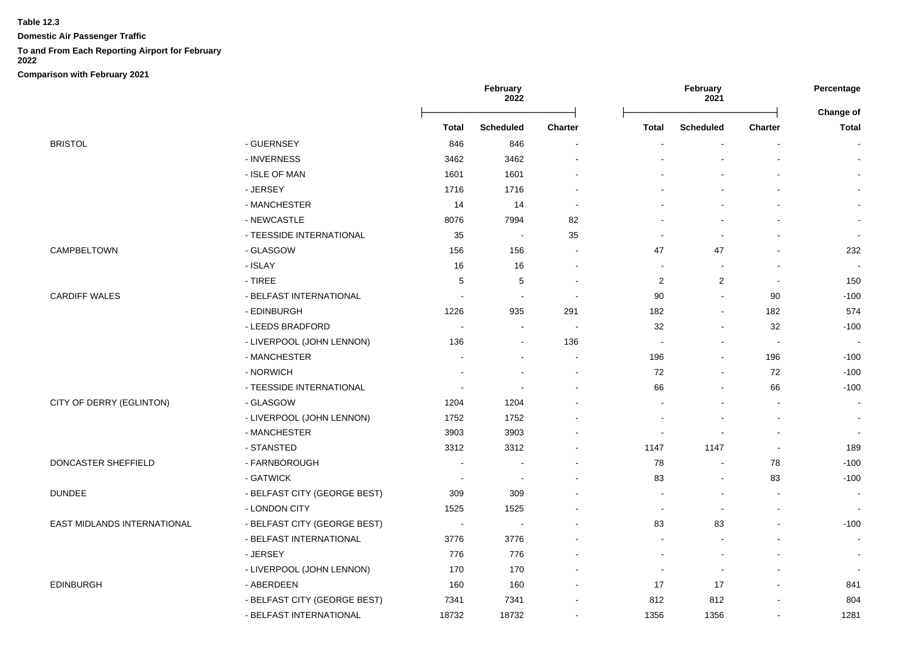**Table 12.3**

**Domestic Air Passenger Traffic**

**To and From Each Reporting Airport for February 2022**

**Comparison with February 2021**

| | | February 2022 | | | February 2021 | | | Percentage |
|---|---|---|---|---|---|---|---|---|
| | | | | | | | | Change of |
| | | **Total** | **Scheduled** | **Charter** | **Total** | **Scheduled** | **Charter** | **Total** |
| BRISTOL | - GUERNSEY | 846 | 846 | - | - | - | - | - |
| | - INVERNESS | 3462 | 3462 | - | - | - | - | - |
| | - ISLE OF MAN | 1601 | 1601 | - | - | - | - | - |
| | - JERSEY | 1716 | 1716 | - | - | - | - | - |
| | - MANCHESTER | 14 | 14 | - | - | - | - | - |
| | - NEWCASTLE | 8076 | 7994 | 82 | - | - | - | - |
| | - TEESSIDE INTERNATIONAL | 35 | - | 35 | - | - | - | - |
| CAMPBELTOWN | - GLASGOW | 156 | 156 | - | 47 | 47 | - | 232 |
| | - ISLAY | 16 | 16 | - | - | - | - | - |
| | - TIREE | 5 | 5 | - | 2 | 2 | - | 150 |
| CARDIFF WALES | - BELFAST INTERNATIONAL | - | - | - | 90 | - | 90 | -100 |
| | - EDINBURGH | 1226 | 935 | 291 | 182 | - | 182 | 574 |
| | - LEEDS BRADFORD | - | - | - | 32 | - | 32 | -100 |
| | - LIVERPOOL (JOHN LENNON) | 136 | - | 136 | - | - | - | - |
| | - MANCHESTER | - | - | - | 196 | - | 196 | -100 |
| | - NORWICH | - | - | - | 72 | - | 72 | -100 |
| | - TEESSIDE INTERNATIONAL | - | - | - | 66 | - | 66 | -100 |
| CITY OF DERRY (EGLINTON) | - GLASGOW | 1204 | 1204 | - | - | - | - | - |
| | - LIVERPOOL (JOHN LENNON) | 1752 | 1752 | - | - | - | - | - |
| | - MANCHESTER | 3903 | 3903 | - | - | - | - | - |
| | - STANSTED | 3312 | 3312 | - | 1147 | 1147 | - | 189 |
| DONCASTER SHEFFIELD | - FARNBOROUGH | - | - | - | 78 | - | 78 | -100 |
| | - GATWICK | - | - | - | 83 | - | 83 | -100 |
| DUNDEE | - BELFAST CITY (GEORGE BEST) | 309 | 309 | - | - | - | - | - |
| | - LONDON CITY | 1525 | 1525 | - | - | - | - | - |
| EAST MIDLANDS INTERNATIONAL | - BELFAST CITY (GEORGE BEST) | - | - | - | 83 | 83 | - | -100 |
| | - BELFAST INTERNATIONAL | 3776 | 3776 | - | - | - | - | - |
| | - JERSEY | 776 | 776 | - | - | - | - | - |
| | - LIVERPOOL (JOHN LENNON) | 170 | 170 | - | - | - | - | - |
| EDINBURGH | - ABERDEEN | 160 | 160 | - | 17 | 17 | - | 841 |
| | - BELFAST CITY (GEORGE BEST) | 7341 | 7341 | - | 812 | 812 | - | 804 |
| | - BELFAST INTERNATIONAL | 18732 | 18732 | - | 1356 | 1356 | - | 1281 |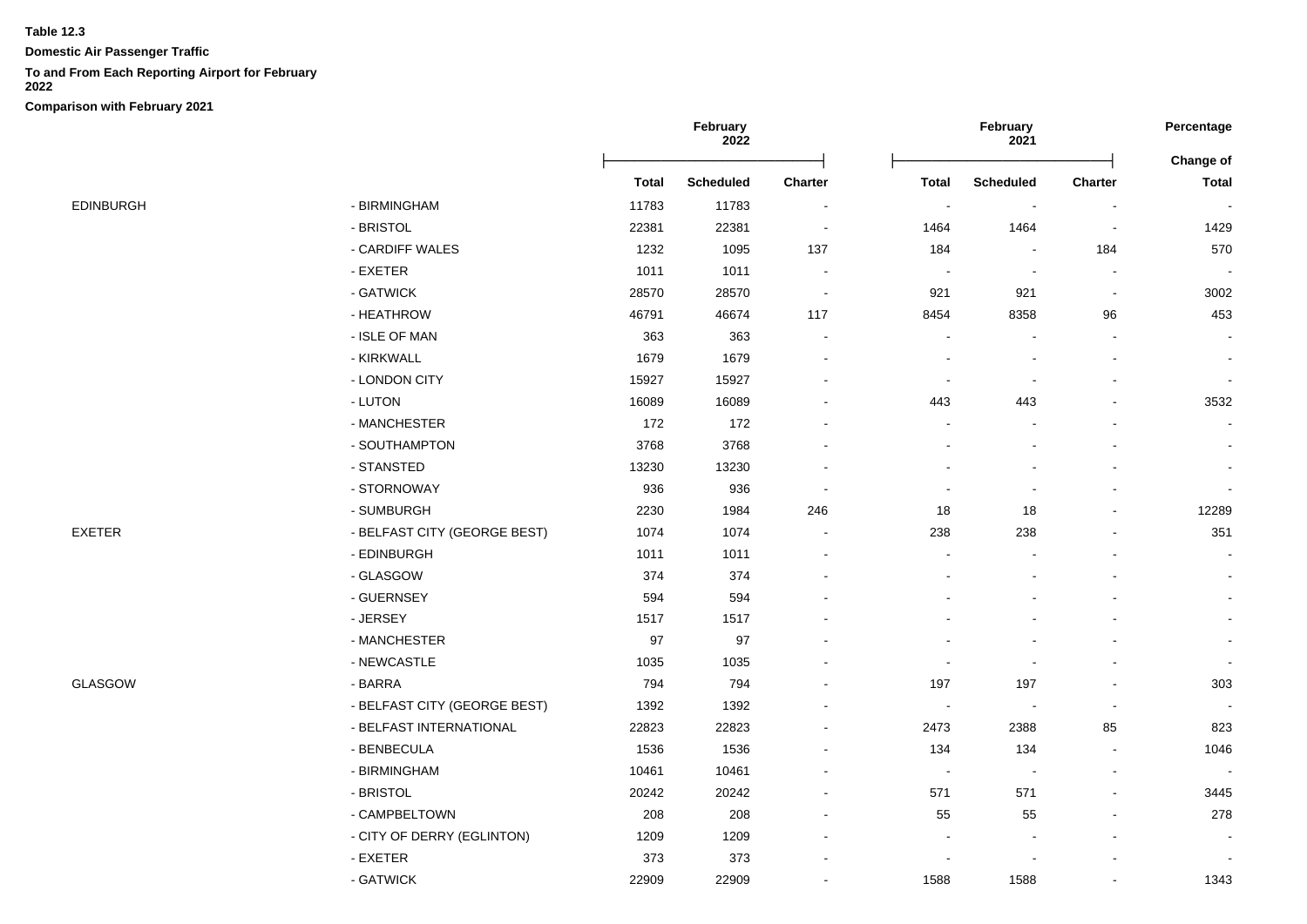**Table 12.3**

**Domestic Air Passenger Traffic**

**To and From Each Reporting Airport for February 2022**

**Comparison with February 2021**

| | | February 2022 | | | February 2021 | | | Percentage |
|---|---|---|---|---|---|---|---|---|
| | | Total | Scheduled | Charter | Total | Scheduled | Charter | Change of Total |
| EDINBURGH | - BIRMINGHAM | 11783 | 11783 | - | - | - | - | - |
| | - BRISTOL | 22381 | 22381 | - | 1464 | 1464 | - | 1429 |
| | - CARDIFF WALES | 1232 | 1095 | 137 | 184 | - | 184 | 570 |
| | - EXETER | 1011 | 1011 | - | - | - | - | - |
| | - GATWICK | 28570 | 28570 | - | 921 | 921 | - | 3002 |
| | - HEATHROW | 46791 | 46674 | 117 | 8454 | 8358 | 96 | 453 |
| | - ISLE OF MAN | 363 | 363 | - | - | - | - | - |
| | - KIRKWALL | 1679 | 1679 | - | - | - | - | - |
| | - LONDON CITY | 15927 | 15927 | - | - | - | - | - |
| | - LUTON | 16089 | 16089 | - | 443 | 443 | - | 3532 |
| | - MANCHESTER | 172 | 172 | - | - | - | - | - |
| | - SOUTHAMPTON | 3768 | 3768 | - | - | - | - | - |
| | - STANSTED | 13230 | 13230 | - | - | - | - | - |
| | - STORNOWAY | 936 | 936 | - | - | - | - | - |
| | - SUMBURGH | 2230 | 1984 | 246 | 18 | 18 | - | 12289 |
| EXETER | - BELFAST CITY (GEORGE BEST) | 1074 | 1074 | - | 238 | 238 | - | 351 |
| | - EDINBURGH | 1011 | 1011 | - | - | - | - | - |
| | - GLASGOW | 374 | 374 | - | - | - | - | - |
| | - GUERNSEY | 594 | 594 | - | - | - | - | - |
| | - JERSEY | 1517 | 1517 | - | - | - | - | - |
| | - MANCHESTER | 97 | 97 | - | - | - | - | - |
| | - NEWCASTLE | 1035 | 1035 | - | - | - | - | - |
| GLASGOW | - BARRA | 794 | 794 | - | 197 | 197 | - | 303 |
| | - BELFAST CITY (GEORGE BEST) | 1392 | 1392 | - | - | - | - | - |
| | - BELFAST INTERNATIONAL | 22823 | 22823 | - | 2473 | 2388 | 85 | 823 |
| | - BENBECULA | 1536 | 1536 | - | 134 | 134 | - | 1046 |
| | - BIRMINGHAM | 10461 | 10461 | - | - | - | - | - |
| | - BRISTOL | 20242 | 20242 | - | 571 | 571 | - | 3445 |
| | - CAMPBELTOWN | 208 | 208 | - | 55 | 55 | - | 278 |
| | - CITY OF DERRY (EGLINTON) | 1209 | 1209 | - | - | - | - | - |
| | - EXETER | 373 | 373 | - | - | - | - | - |
| | - GATWICK | 22909 | 22909 | - | 1588 | 1588 | - | 1343 |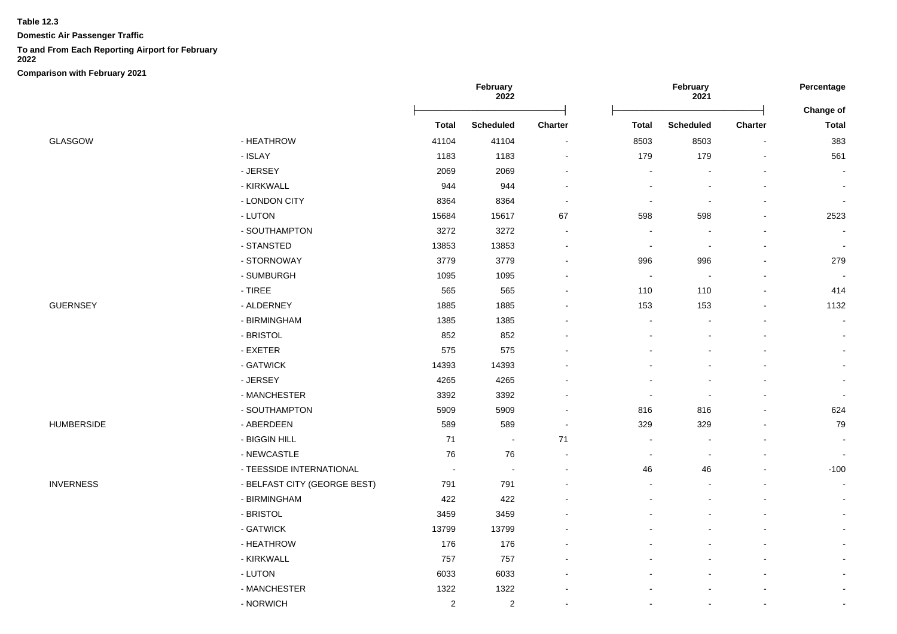**Table 12.3**

**Domestic Air Passenger Traffic**

**To and From Each Reporting Airport for February 2022**

**Comparison with February 2021**

| | | February 2022 | | | February 2021 | | | Percentage |
|---|---|---|---|---|---|---|---|---|
| | | | | | | | | Change of |
| | | Total | Scheduled | Charter | Total | Scheduled | Charter | Total |
| GLASGOW | - HEATHROW | 41104 | 41104 | - | 8503 | 8503 | - | 383 |
| | - ISLAY | 1183 | 1183 | - | 179 | 179 | - | 561 |
| | - JERSEY | 2069 | 2069 | - | - | - | - | - |
| | - KIRKWALL | 944 | 944 | - | - | - | - | - |
| | - LONDON CITY | 8364 | 8364 | - | - | - | - | - |
| | - LUTON | 15684 | 15617 | 67 | 598 | 598 | - | 2523 |
| | - SOUTHAMPTON | 3272 | 3272 | - | - | - | - | - |
| | - STANSTED | 13853 | 13853 | - | - | - | - | - |
| | - STORNOWAY | 3779 | 3779 | - | 996 | 996 | - | 279 |
| | - SUMBURGH | 1095 | 1095 | - | - | - | - | - |
| | - TIREE | 565 | 565 | - | 110 | 110 | - | 414 |
| GUERNSEY | - ALDERNEY | 1885 | 1885 | - | 153 | 153 | - | 1132 |
| | - BIRMINGHAM | 1385 | 1385 | - | - | - | - | - |
| | - BRISTOL | 852 | 852 | - | - | - | - | - |
| | - EXETER | 575 | 575 | - | - | - | - | - |
| | - GATWICK | 14393 | 14393 | - | - | - | - | - |
| | - JERSEY | 4265 | 4265 | - | - | - | - | - |
| | - MANCHESTER | 3392 | 3392 | - | - | - | - | - |
| | - SOUTHAMPTON | 5909 | 5909 | - | 816 | 816 | - | 624 |
| HUMBERSIDE | - ABERDEEN | 589 | 589 | - | 329 | 329 | - | 79 |
| | - BIGGIN HILL | 71 | - | 71 | - | - | - | - |
| | - NEWCASTLE | 76 | 76 | - | - | - | - | - |
| | - TEESSIDE INTERNATIONAL | - | - | - | 46 | 46 | - | -100 |
| INVERNESS | - BELFAST CITY (GEORGE BEST) | 791 | 791 | - | - | - | - | - |
| | - BIRMINGHAM | 422 | 422 | - | - | - | - | - |
| | - BRISTOL | 3459 | 3459 | - | - | - | - | - |
| | - GATWICK | 13799 | 13799 | - | - | - | - | - |
| | - HEATHROW | 176 | 176 | - | - | - | - | - |
| | - KIRKWALL | 757 | 757 | - | - | - | - | - |
| | - LUTON | 6033 | 6033 | - | - | - | - | - |
| | - MANCHESTER | 1322 | 1322 | - | - | - | - | - |
| | - NORWICH | 2 | 2 | - | - | - | - | - |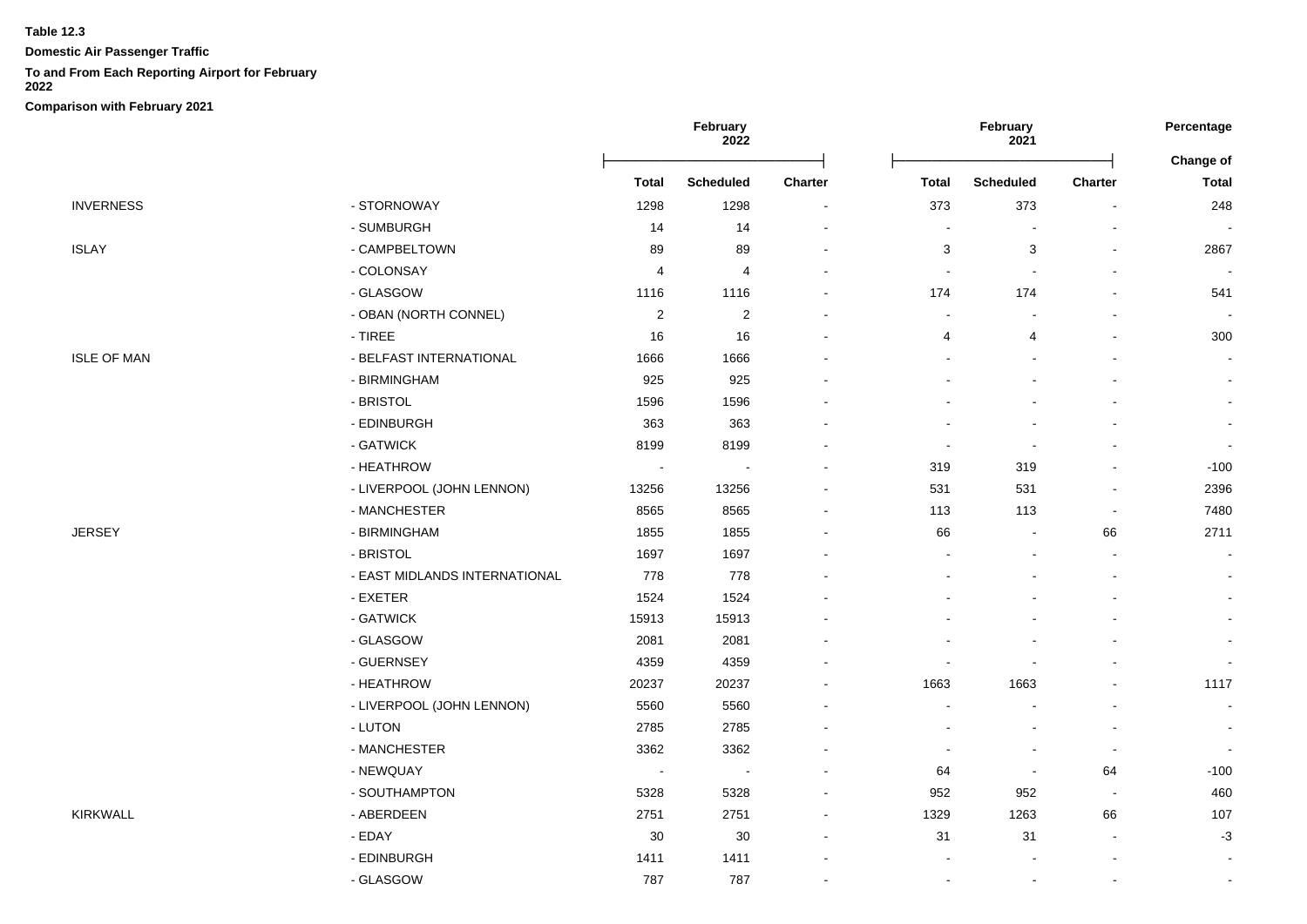**Table 12.3**

**Domestic Air Passenger Traffic**

**To and From Each Reporting Airport for February 2022**

**Comparison with February 2021**

| | | February 2022 | | | February 2021 | | | Percentage |
|---|---|---|---|---|---|---|---|---|
| | | | | | | | | Change of |
| | | **Total** | **Scheduled** | **Charter** | **Total** | **Scheduled** | **Charter** | **Total** |
| INVERNESS | - STORNOWAY | 1298 | 1298 | - | 373 | 373 | - | 248 |
| | - SUMBURGH | 14 | 14 | - | - | - | - | - |
| ISLAY | - CAMPBELTOWN | 89 | 89 | - | 3 | 3 | - | 2867 |
| | - COLONSAY | 4 | 4 | - | - | - | - | - |
| | - GLASGOW | 1116 | 1116 | - | 174 | 174 | - | 541 |
| | - OBAN (NORTH CONNEL) | 2 | 2 | - | - | - | - | - |
| | - TIREE | 16 | 16 | - | 4 | 4 | - | 300 |
| ISLE OF MAN | - BELFAST INTERNATIONAL | 1666 | 1666 | - | - | - | - | - |
| | - BIRMINGHAM | 925 | 925 | - | - | - | - | - |
| | - BRISTOL | 1596 | 1596 | - | - | - | - | - |
| | - EDINBURGH | 363 | 363 | - | - | - | - | - |
| | - GATWICK | 8199 | 8199 | - | - | - | - | - |
| | - HEATHROW | - | - | - | 319 | 319 | - | -100 |
| | - LIVERPOOL (JOHN LENNON) | 13256 | 13256 | - | 531 | 531 | - | 2396 |
| | - MANCHESTER | 8565 | 8565 | - | 113 | 113 | - | 7480 |
| JERSEY | - BIRMINGHAM | 1855 | 1855 | - | 66 | - | 66 | 2711 |
| | - BRISTOL | 1697 | 1697 | - | - | - | - | - |
| | - EAST MIDLANDS INTERNATIONAL | 778 | 778 | - | - | - | - | - |
| | - EXETER | 1524 | 1524 | - | - | - | - | - |
| | - GATWICK | 15913 | 15913 | - | - | - | - | - |
| | - GLASGOW | 2081 | 2081 | - | - | - | - | - |
| | - GUERNSEY | 4359 | 4359 | - | - | - | - | - |
| | - HEATHROW | 20237 | 20237 | - | 1663 | 1663 | - | 1117 |
| | - LIVERPOOL (JOHN LENNON) | 5560 | 5560 | - | - | - | - | - |
| | - LUTON | 2785 | 2785 | - | - | - | - | - |
| | - MANCHESTER | 3362 | 3362 | - | - | - | - | - |
| | - NEWQUAY | - | - | - | 64 | - | 64 | -100 |
| | - SOUTHAMPTON | 5328 | 5328 | - | 952 | 952 | - | 460 |
| KIRKWALL | - ABERDEEN | 2751 | 2751 | - | 1329 | 1263 | 66 | 107 |
| | - EDAY | 30 | 30 | - | 31 | 31 | - | -3 |
| | - EDINBURGH | 1411 | 1411 | - | - | - | - | - |
| | - GLASGOW | 787 | 787 | - | - | - | - | - |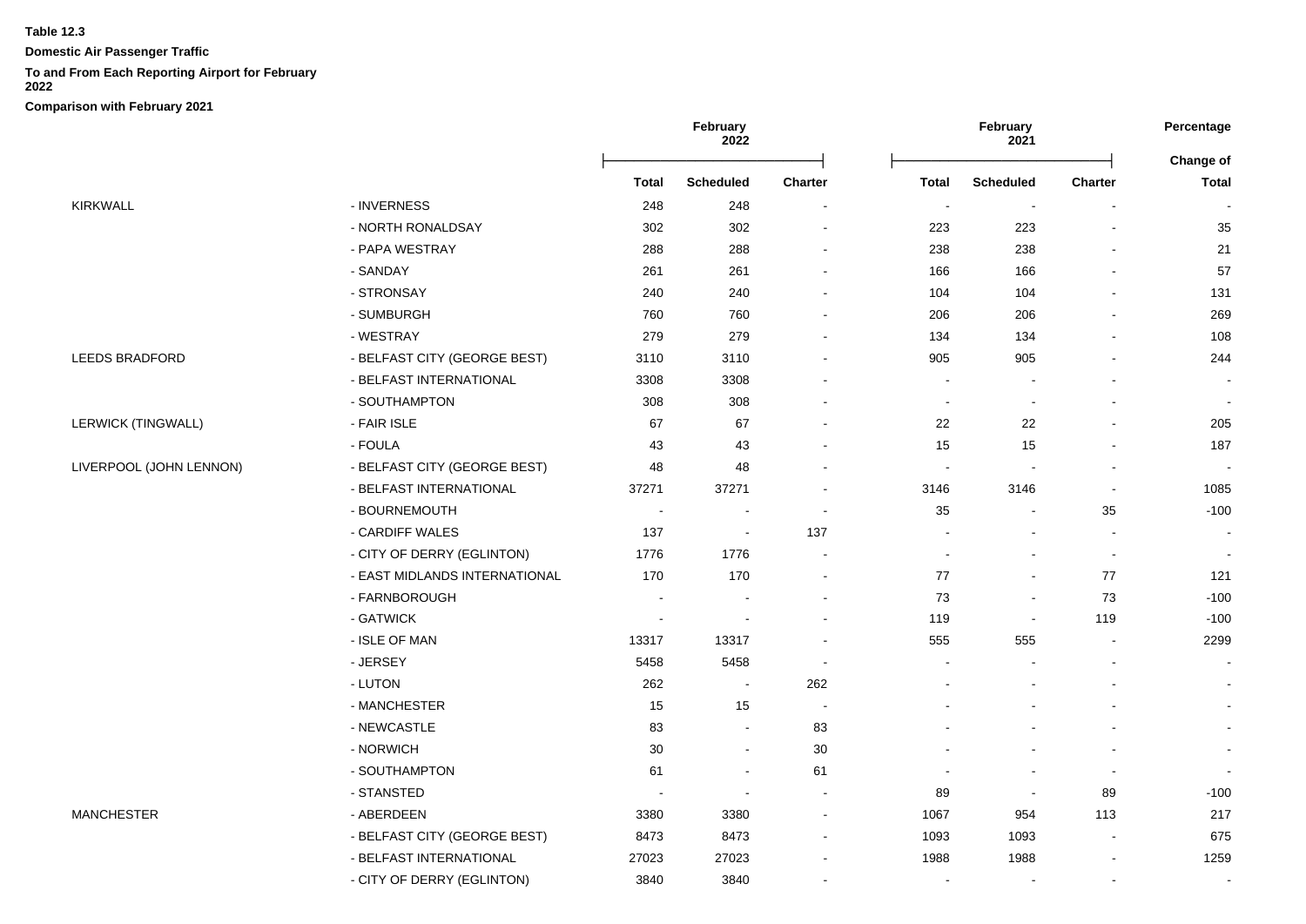**Table 12.3**

**Domestic Air Passenger Traffic**

**To and From Each Reporting Airport for February 2022**

**Comparison with February 2021**

| | | February 2022 | | | February 2021 | | | Percentage |
|---|---|---|---|---|---|---|---|---|
| | | | | | | | | Change of |
| | | **Total** | **Scheduled** | **Charter** | **Total** | **Scheduled** | **Charter** | **Total** |
| KIRKWALL | - INVERNESS | 248 | 248 | - | - | - | - | - |
| | - NORTH RONALDSAY | 302 | 302 | - | 223 | 223 | - | 35 |
| | - PAPA WESTRAY | 288 | 288 | - | 238 | 238 | - | 21 |
| | - SANDAY | 261 | 261 | - | 166 | 166 | - | 57 |
| | - STRONSAY | 240 | 240 | - | 104 | 104 | - | 131 |
| | - SUMBURGH | 760 | 760 | - | 206 | 206 | - | 269 |
| | - WESTRAY | 279 | 279 | - | 134 | 134 | - | 108 |
| LEEDS BRADFORD | - BELFAST CITY (GEORGE BEST) | 3110 | 3110 | - | 905 | 905 | - | 244 |
| | - BELFAST INTERNATIONAL | 3308 | 3308 | - | - | - | - | - |
| | - SOUTHAMPTON | 308 | 308 | - | - | - | - | - |
| LERWICK (TINGWALL) | - FAIR ISLE | 67 | 67 | - | 22 | 22 | - | 205 |
| | - FOULA | 43 | 43 | - | 15 | 15 | - | 187 |
| LIVERPOOL (JOHN LENNON) | - BELFAST CITY (GEORGE BEST) | 48 | 48 | - | - | - | - | - |
| | - BELFAST INTERNATIONAL | 37271 | 37271 | - | 3146 | 3146 | - | 1085 |
| | - BOURNEMOUTH | - | - | - | 35 | - | 35 | -100 |
| | - CARDIFF WALES | 137 | - | 137 | - | - | - | - |
| | - CITY OF DERRY (EGLINTON) | 1776 | 1776 | - | - | - | - | - |
| | - EAST MIDLANDS INTERNATIONAL | 170 | 170 | - | 77 | - | 77 | 121 |
| | - FARNBOROUGH | - | - | - | 73 | - | 73 | -100 |
| | - GATWICK | - | - | - | 119 | - | 119 | -100 |
| | - ISLE OF MAN | 13317 | 13317 | - | 555 | 555 | - | 2299 |
| | - JERSEY | 5458 | 5458 | - | - | - | - | - |
| | - LUTON | 262 | - | 262 | - | - | - | - |
| | - MANCHESTER | 15 | 15 | - | - | - | - | - |
| | - NEWCASTLE | 83 | - | 83 | - | - | - | - |
| | - NORWICH | 30 | - | 30 | - | - | - | - |
| | - SOUTHAMPTON | 61 | - | 61 | - | - | - | - |
| | - STANSTED | - | - | - | 89 | - | 89 | -100 |
| MANCHESTER | - ABERDEEN | 3380 | 3380 | - | 1067 | 954 | 113 | 217 |
| | - BELFAST CITY (GEORGE BEST) | 8473 | 8473 | - | 1093 | 1093 | - | 675 |
| | - BELFAST INTERNATIONAL | 27023 | 27023 | - | 1988 | 1988 | - | 1259 |
| | - CITY OF DERRY (EGLINTON) | 3840 | 3840 | - | - | - | - | - |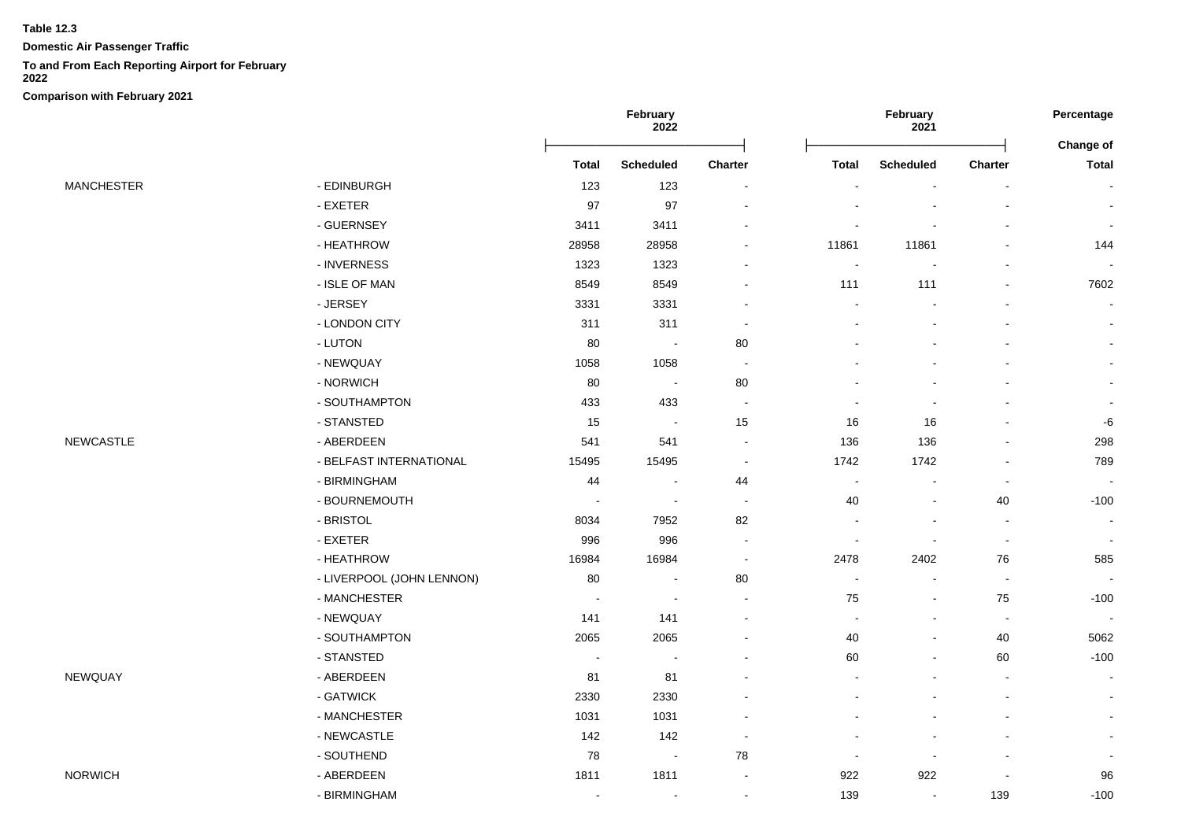**Table 12.3**

**Domestic Air Passenger Traffic**

**To and From Each Reporting Airport for February 2022**

**Comparison with February 2021**

| | | February 2022 | | | February 2021 | | | Percentage |
|---|---|---|---|---|---|---|---|---|
| | | | | | | | | Change of |
| | | Total | Scheduled | Charter | Total | Scheduled | Charter | Total |
| MANCHESTER | - EDINBURGH | 123 | 123 | - | - | - | - | - |
| | - EXETER | 97 | 97 | - | - | - | - | - |
| | - GUERNSEY | 3411 | 3411 | - | - | - | - | - |
| | - HEATHROW | 28958 | 28958 | - | 11861 | 11861 | - | 144 |
| | - INVERNESS | 1323 | 1323 | - | - | - | - | - |
| | - ISLE OF MAN | 8549 | 8549 | - | 111 | 111 | - | 7602 |
| | - JERSEY | 3331 | 3331 | - | - | - | - | - |
| | - LONDON CITY | 311 | 311 | - | - | - | - | - |
| | - LUTON | 80 | - | 80 | - | - | - | - |
| | - NEWQUAY | 1058 | 1058 | - | - | - | - | - |
| | - NORWICH | 80 | - | 80 | - | - | - | - |
| | - SOUTHAMPTON | 433 | 433 | - | - | - | - | - |
| | - STANSTED | 15 | - | 15 | 16 | 16 | - | -6 |
| NEWCASTLE | - ABERDEEN | 541 | 541 | - | 136 | 136 | - | 298 |
| | - BELFAST INTERNATIONAL | 15495 | 15495 | - | 1742 | 1742 | - | 789 |
| | - BIRMINGHAM | 44 | - | 44 | - | - | - | - |
| | - BOURNEMOUTH | - | - | - | 40 | - | 40 | -100 |
| | - BRISTOL | 8034 | 7952 | 82 | - | - | - | - |
| | - EXETER | 996 | 996 | - | - | - | - | - |
| | - HEATHROW | 16984 | 16984 | - | 2478 | 2402 | 76 | 585 |
| | - LIVERPOOL (JOHN LENNON) | 80 | - | 80 | - | - | - | - |
| | - MANCHESTER | - | - | - | 75 | - | 75 | -100 |
| | - NEWQUAY | 141 | 141 | - | - | - | - | - |
| | - SOUTHAMPTON | 2065 | 2065 | - | 40 | - | 40 | 5062 |
| | - STANSTED | - | - | - | 60 | - | 60 | -100 |
| NEWQUAY | - ABERDEEN | 81 | 81 | - | - | - | - | - |
| | - GATWICK | 2330 | 2330 | - | - | - | - | - |
| | - MANCHESTER | 1031 | 1031 | - | - | - | - | - |
| | - NEWCASTLE | 142 | 142 | - | - | - | - | - |
| | - SOUTHEND | 78 | - | 78 | - | - | - | - |
| NORWICH | - ABERDEEN | 1811 | 1811 | - | 922 | 922 | - | 96 |
| | - BIRMINGHAM | - | - | - | 139 | - | 139 | -100 |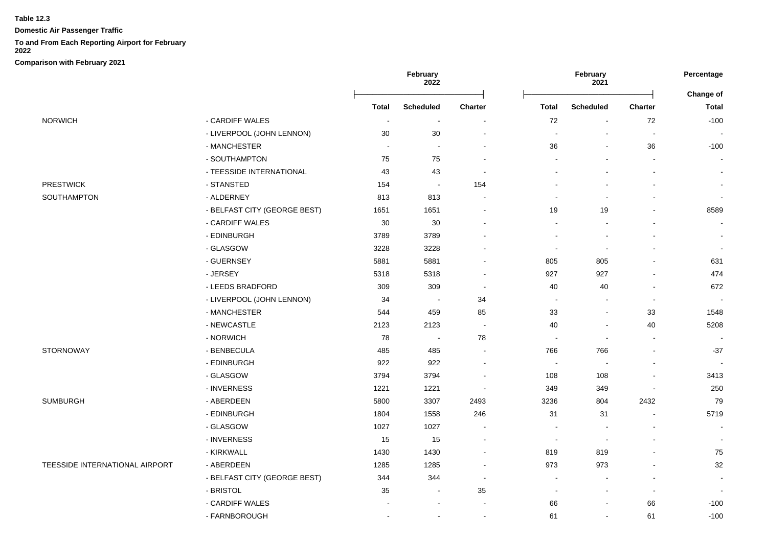**Table 12.3**

**Domestic Air Passenger Traffic**

**To and From Each Reporting Airport for February 2022**

**Comparison with February 2021**

| | | February 2022 | | | February 2021 | | | Percentage |
|---|---|---|---|---|---|---|---|---|
| | | **Total** | **Scheduled** | **Charter** | **Total** | **Scheduled** | **Charter** | **Change of Total** |
| NORWICH | - CARDIFF WALES | - | - | - | 72 | - | 72 | -100 |
| | - LIVERPOOL (JOHN LENNON) | 30 | 30 | - | - | - | - | - |
| | - MANCHESTER | - | - | - | 36 | - | 36 | -100 |
| | - SOUTHAMPTON | 75 | 75 | - | - | - | - | - |
| | - TEESSIDE INTERNATIONAL | 43 | 43 | - | - | - | - | - |
| PRESTWICK | - STANSTED | 154 | - | 154 | - | - | - | - |
| SOUTHAMPTON | - ALDERNEY | 813 | 813 | - | - | - | - | - |
| | - BELFAST CITY (GEORGE BEST) | 1651 | 1651 | - | 19 | 19 | - | 8589 |
| | - CARDIFF WALES | 30 | 30 | - | - | - | - | - |
| | - EDINBURGH | 3789 | 3789 | - | - | - | - | - |
| | - GLASGOW | 3228 | 3228 | - | - | - | - | - |
| | - GUERNSEY | 5881 | 5881 | - | 805 | 805 | - | 631 |
| | - JERSEY | 5318 | 5318 | - | 927 | 927 | - | 474 |
| | - LEEDS BRADFORD | 309 | 309 | - | 40 | 40 | - | 672 |
| | - LIVERPOOL (JOHN LENNON) | 34 | - | 34 | - | - | - | - |
| | - MANCHESTER | 544 | 459 | 85 | 33 | - | 33 | 1548 |
| | - NEWCASTLE | 2123 | 2123 | - | 40 | - | 40 | 5208 |
| | - NORWICH | 78 | - | 78 | - | - | - | - |
| STORNOWAY | - BENBECULA | 485 | 485 | - | 766 | 766 | - | -37 |
| | - EDINBURGH | 922 | 922 | - | - | - | - | - |
| | - GLASGOW | 3794 | 3794 | - | 108 | 108 | - | 3413 |
| | - INVERNESS | 1221 | 1221 | - | 349 | 349 | - | 250 |
| SUMBURGH | - ABERDEEN | 5800 | 3307 | 2493 | 3236 | 804 | 2432 | 79 |
| | - EDINBURGH | 1804 | 1558 | 246 | 31 | 31 | - | 5719 |
| | - GLASGOW | 1027 | 1027 | - | - | - | - | - |
| | - INVERNESS | 15 | 15 | - | - | - | - | - |
| | - KIRKWALL | 1430 | 1430 | - | 819 | 819 | - | 75 |
| TEESSIDE INTERNATIONAL AIRPORT | - ABERDEEN | 1285 | 1285 | - | 973 | 973 | - | 32 |
| | - BELFAST CITY (GEORGE BEST) | 344 | 344 | - | - | - | - | - |
| | - BRISTOL | 35 | - | 35 | - | - | - | - |
| | - CARDIFF WALES | - | - | - | 66 | - | 66 | -100 |
| | - FARNBOROUGH | - | - | - | 61 | - | 61 | -100 |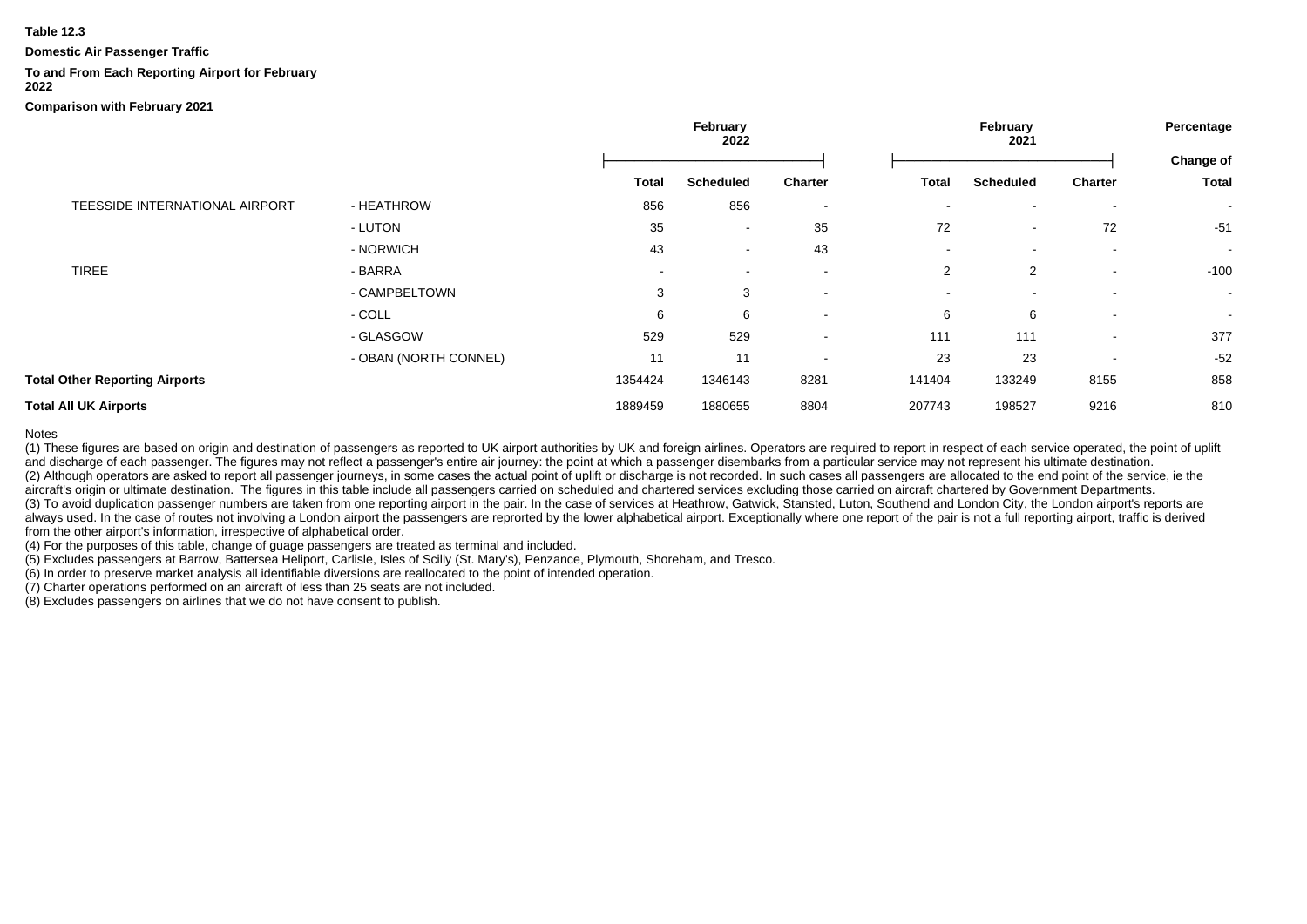**Table 12.3**

**Domestic Air Passenger Traffic**

**To and From Each Reporting Airport for February 2022**

**Comparison with February 2021**

| | | February 2022 | | | February 2021 | | | Percentage |
|---|---|---|---|---|---|---|---|---|
| | | **Total** | **Scheduled** | **Charter** | **Total** | **Scheduled** | **Charter** | **Change of Total** |
| TEESSIDE INTERNATIONAL AIRPORT | - HEATHROW | 856 | 856 | - | - | - | - | - |
| | - LUTON | 35 | - | 35 | 72 | - | 72 | -51 |
| | - NORWICH | 43 | - | 43 | - | - | - | - |
| TIREE | - BARRA | - | - | - | 2 | 2 | - | -100 |
| | - CAMPBELTOWN | 3 | 3 | - | - | - | - | - |
| | - COLL | 6 | 6 | - | 6 | 6 | - | - |
| | - GLASGOW | 529 | 529 | - | 111 | 111 | - | 377 |
| | - OBAN (NORTH CONNEL) | 11 | 11 | - | 23 | 23 | - | -52 |
| **Total Other Reporting Airports** | | 1354424 | 1346143 | 8281 | 141404 | 133249 | 8155 | 858 |
| **Total All UK Airports** | | 1889459 | 1880655 | 8804 | 207743 | 198527 | 9216 | 810 |

Notes

(1) These figures are based on origin and destination of passengers as reported to UK airport authorities by UK and foreign airlines. Operators are required to report in respect of each service operated, the point of uplift and discharge of each passenger. The figures may not reflect a passenger's entire air journey: the point at which a passenger disembarks from a particular service may not represent his ultimate destination.

(2) Although operators are asked to report all passenger journeys, in some cases the actual point of uplift or discharge is not recorded. In such cases all passengers are allocated to the end point of the service, ie the aircraft's origin or ultimate destination. The figures in this table include all passengers carried on scheduled and chartered services excluding those carried on aircraft chartered by Government Departments.

(3) To avoid duplication passenger numbers are taken from one reporting airport in the pair. In the case of services at Heathrow, Gatwick, Stansted, Luton, Southend and London City, the London airport's reports are always used. In the case of routes not involving a London airport the passengers are reprorted by the lower alphabetical airport. Exceptionally where one report of the pair is not a full reporting airport, traffic is derived from the other airport's information, irrespective of alphabetical order.

(4) For the purposes of this table, change of guage passengers are treated as terminal and included.

(5) Excludes passengers at Barrow, Battersea Heliport, Carlisle, Isles of Scilly (St. Mary's), Penzance, Plymouth, Shoreham, and Tresco.

(6) In order to preserve market analysis all identifiable diversions are reallocated to the point of intended operation.

(7) Charter operations performed on an aircraft of less than 25 seats are not included.

(8) Excludes passengers on airlines that we do not have consent to publish.